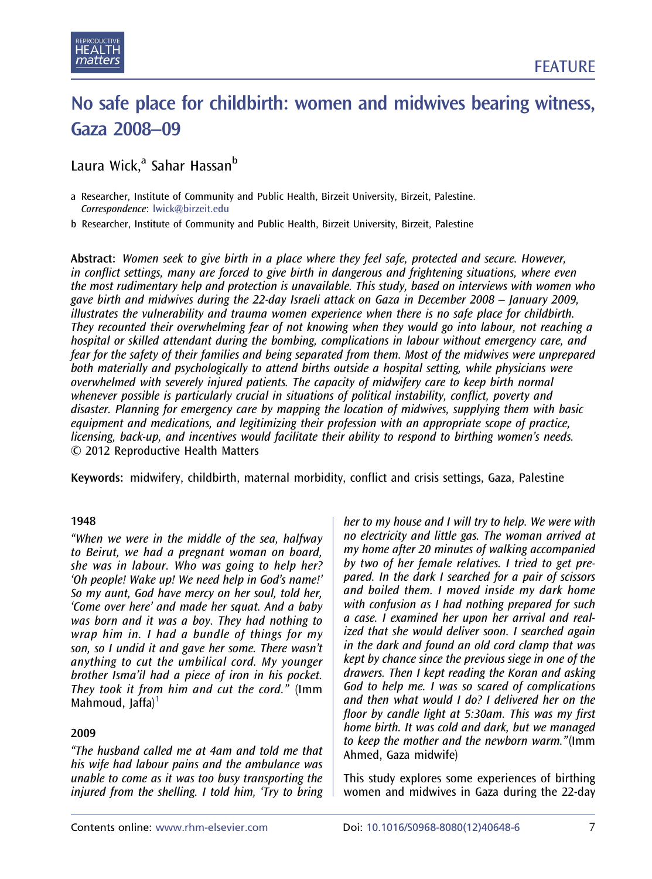REPRODUCTIVE HEALTH matters

FEATURE

# No safe place for childbirth: women and midwives bearing witness, Gaza 2008–09

Laura Wick,[a] Sahar Hassan[b]

a Researcher, Institute of Community and Public Health, Birzeit University, Birzeit, Palestine. *Correspondence*: lwick@birzeit.edu

b Researcher, Institute of Community and Public Health, Birzeit University, Birzeit, Palestine

**Abstract:** *Women seek to give birth in a place where they feel safe, protected and secure. However, in conflict settings, many are forced to give birth in dangerous and frightening situations, where even the most rudimentary help and protection is unavailable. This study, based on interviews with women who gave birth and midwives during the 22-day Israeli attack on Gaza in December 2008 – January 2009, illustrates the vulnerability and trauma women experience when there is no safe place for childbirth. They recounted their overwhelming fear of not knowing when they would go into labour, not reaching a hospital or skilled attendant during the bombing, complications in labour without emergency care, and fear for the safety of their families and being separated from them. Most of the midwives were unprepared both materially and psychologically to attend births outside a hospital setting, while physicians were overwhelmed with severely injured patients. The capacity of midwifery care to keep birth normal whenever possible is particularly crucial in situations of political instability, conflict, poverty and disaster. Planning for emergency care by mapping the location of midwives, supplying them with basic equipment and medications, and legitimizing their profession with an appropriate scope of practice, licensing, back-up, and incentives would facilitate their ability to respond to birthing women's needs.* © 2012 Reproductive Health Matters

**Keywords:** midwifery, childbirth, maternal morbidity, conflict and crisis settings, Gaza, Palestine

#### 1948

*"When we were in the middle of the sea, halfway to Beirut, we had a pregnant woman on board, she was in labour. Who was going to help her? 'Oh people! Wake up! We need help in God's name!' So my aunt, God have mercy on her soul, told her, 'Come over here' and made her squat. And a baby was born and it was a boy. They had nothing to wrap him in. I had a bundle of things for my son, so I undid it and gave her some. There wasn't anything to cut the umbilical cord. My younger brother Isma'il had a piece of iron in his pocket. They took it from him and cut the cord."* (Imm Mahmoud, Jaffa)[1]

#### 2009

*"The husband called me at 4am and told me that his wife had labour pains and the ambulance was unable to come as it was too busy transporting the injured from the shelling. I told him, 'Try to bring her to my house and I will try to help. We were with no electricity and little gas. The woman arrived at my home after 20 minutes of walking accompanied by two of her female relatives. I tried to get prepared. In the dark I searched for a pair of scissors and boiled them. I moved inside my dark home with confusion as I had nothing prepared for such a case. I examined her upon her arrival and realized that she would deliver soon. I searched again in the dark and found an old cord clamp that was kept by chance since the previous siege in one of the drawers. Then I kept reading the Koran and asking God to help me. I was so scared of complications and then what would I do? I delivered her on the floor by candle light at 5:30am. This was my first home birth. It was cold and dark, but we managed to keep the mother and the newborn warm."*(Imm Ahmed, Gaza midwife)

This study explores some experiences of birthing women and midwives in Gaza during the 22-day

Contents online: www.rhm-elsevier.com

Doi: 10.1016/S0968-8080(12)40648-6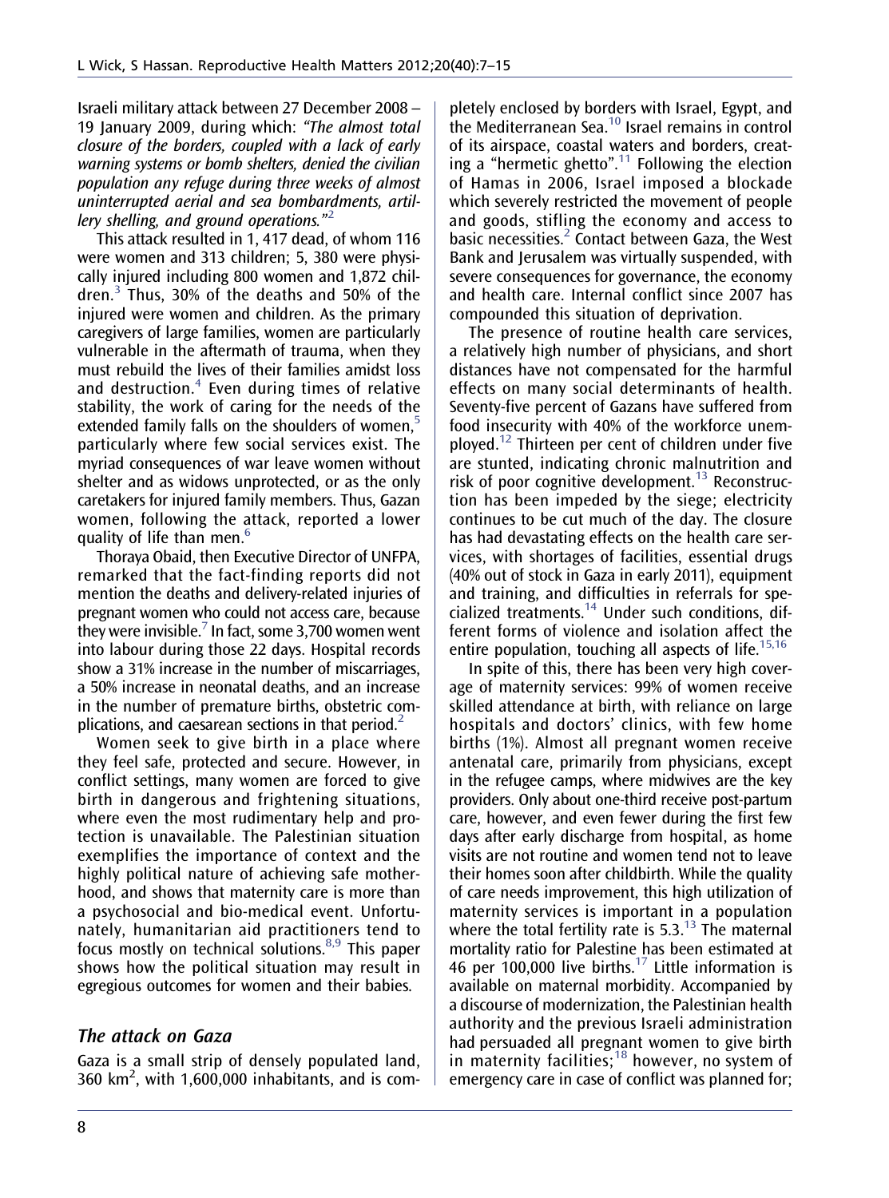Israeli military attack between 27 December 2008 – 19 January 2009, during which: *"The almost total closure of the borders, coupled with a lack of early warning systems or bomb shelters, denied the civilian population any refuge during three weeks of almost uninterrupted aerial and sea bombardments, artillery shelling, and ground operations."*[2]

This attack resulted in 1, 417 dead, of whom 116 were women and 313 children; 5, 380 were physically injured including 800 women and 1,872 children.[3] Thus, 30% of the deaths and 50% of the injured were women and children. As the primary caregivers of large families, women are particularly vulnerable in the aftermath of trauma, when they must rebuild the lives of their families amidst loss and destruction.[4] Even during times of relative stability, the work of caring for the needs of the extended family falls on the shoulders of women,[5] particularly where few social services exist. The myriad consequences of war leave women without shelter and as widows unprotected, or as the only caretakers for injured family members. Thus, Gazan women, following the attack, reported a lower quality of life than men.[6]

Thoraya Obaid, then Executive Director of UNFPA, remarked that the fact-finding reports did not mention the deaths and delivery-related injuries of pregnant women who could not access care, because they were invisible.[7] In fact, some 3,700 women went into labour during those 22 days. Hospital records show a 31% increase in the number of miscarriages, a 50% increase in neonatal deaths, and an increase in the number of premature births, obstetric complications, and caesarean sections in that period.[2]

Women seek to give birth in a place where they feel safe, protected and secure. However, in conflict settings, many women are forced to give birth in dangerous and frightening situations, where even the most rudimentary help and protection is unavailable. The Palestinian situation exemplifies the importance of context and the highly political nature of achieving safe motherhood, and shows that maternity care is more than a psychosocial and bio-medical event. Unfortunately, humanitarian aid practitioners tend to focus mostly on technical solutions.[8,9] This paper shows how the political situation may result in egregious outcomes for women and their babies.

## The attack on Gaza

Gaza is a small strip of densely populated land, 360 km$^2$, with 1,600,000 inhabitants, and is completely enclosed by borders with Israel, Egypt, and the Mediterranean Sea.[10] Israel remains in control of its airspace, coastal waters and borders, creating a "hermetic ghetto".[11] Following the election of Hamas in 2006, Israel imposed a blockade which severely restricted the movement of people and goods, stifling the economy and access to basic necessities.[2] Contact between Gaza, the West Bank and Jerusalem was virtually suspended, with severe consequences for governance, the economy and health care. Internal conflict since 2007 has compounded this situation of deprivation.

The presence of routine health care services, a relatively high number of physicians, and short distances have not compensated for the harmful effects on many social determinants of health. Seventy-five percent of Gazans have suffered from food insecurity with 40% of the workforce unemployed.[12] Thirteen per cent of children under five are stunted, indicating chronic malnutrition and risk of poor cognitive development.[13] Reconstruction has been impeded by the siege; electricity continues to be cut much of the day. The closure has had devastating effects on the health care services, with shortages of facilities, essential drugs (40% out of stock in Gaza in early 2011), equipment and training, and difficulties in referrals for specialized treatments.[14] Under such conditions, different forms of violence and isolation affect the entire population, touching all aspects of life.[15,16]

In spite of this, there has been very high coverage of maternity services: 99% of women receive skilled attendance at birth, with reliance on large hospitals and doctors' clinics, with few home births (1%). Almost all pregnant women receive antenatal care, primarily from physicians, except in the refugee camps, where midwives are the key providers. Only about one-third receive post-partum care, however, and even fewer during the first few days after early discharge from hospital, as home visits are not routine and women tend not to leave their homes soon after childbirth. While the quality of care needs improvement, this high utilization of maternity services is important in a population where the total fertility rate is 5.3.[13] The maternal mortality ratio for Palestine has been estimated at 46 per 100,000 live births.[17] Little information is available on maternal morbidity. Accompanied by a discourse of modernization, the Palestinian health authority and the previous Israeli administration had persuaded all pregnant women to give birth in maternity facilities;[18] however, no system of emergency care in case of conflict was planned for;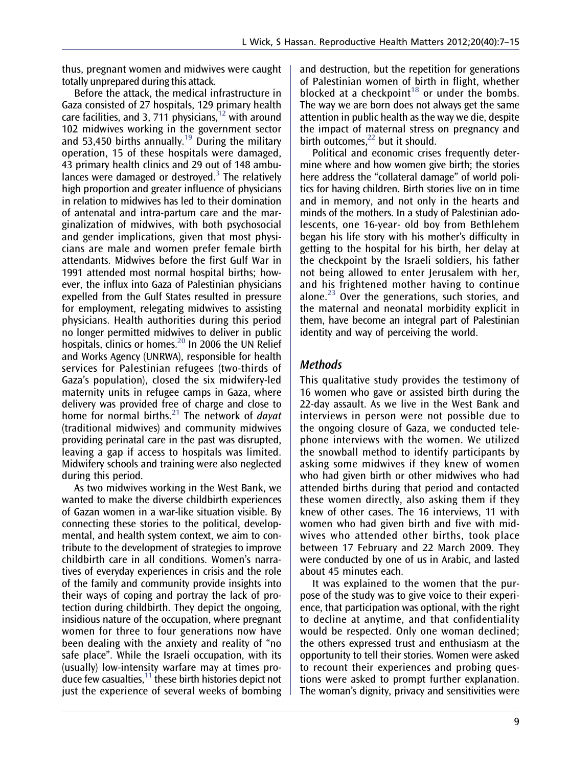thus, pregnant women and midwives were caught totally unprepared during this attack.

Before the attack, the medical infrastructure in Gaza consisted of 27 hospitals, 129 primary health care facilities, and 3, 711 physicians,[12] with around 102 midwives working in the government sector and 53,450 births annually.[19] During the military operation, 15 of these hospitals were damaged, 43 primary health clinics and 29 out of 148 ambulances were damaged or destroyed.[3] The relatively high proportion and greater influence of physicians in relation to midwives has led to their domination of antenatal and intra-partum care and the marginalization of midwives, with both psychosocial and gender implications, given that most physicians are male and women prefer female birth attendants. Midwives before the first Gulf War in 1991 attended most normal hospital births; however, the influx into Gaza of Palestinian physicians expelled from the Gulf States resulted in pressure for employment, relegating midwives to assisting physicians. Health authorities during this period no longer permitted midwives to deliver in public hospitals, clinics or homes.[20] In 2006 the UN Relief and Works Agency (UNRWA), responsible for health services for Palestinian refugees (two-thirds of Gaza's population), closed the six midwifery-led maternity units in refugee camps in Gaza, where delivery was provided free of charge and close to home for normal births.[21] The network of *dayat* (traditional midwives) and community midwives providing perinatal care in the past was disrupted, leaving a gap if access to hospitals was limited. Midwifery schools and training were also neglected during this period.

As two midwives working in the West Bank, we wanted to make the diverse childbirth experiences of Gazan women in a war-like situation visible. By connecting these stories to the political, developmental, and health system context, we aim to contribute to the development of strategies to improve childbirth care in all conditions. Women's narratives of everyday experiences in crisis and the role of the family and community provide insights into their ways of coping and portray the lack of protection during childbirth. They depict the ongoing, insidious nature of the occupation, where pregnant women for three to four generations now have been dealing with the anxiety and reality of "no safe place". While the Israeli occupation, with its (usually) low-intensity warfare may at times produce few casualties,[11] these birth histories depict not just the experience of several weeks of bombing and destruction, but the repetition for generations of Palestinian women of birth in flight, whether blocked at a checkpoint[18] or under the bombs. The way we are born does not always get the same attention in public health as the way we die, despite the impact of maternal stress on pregnancy and birth outcomes,[22] but it should.

Political and economic crises frequently determine where and how women give birth; the stories here address the "collateral damage" of world politics for having children. Birth stories live on in time and in memory, and not only in the hearts and minds of the mothers. In a study of Palestinian adolescents, one 16-year- old boy from Bethlehem began his life story with his mother's difficulty in getting to the hospital for his birth, her delay at the checkpoint by the Israeli soldiers, his father not being allowed to enter Jerusalem with her, and his frightened mother having to continue alone.[23] Over the generations, such stories, and the maternal and neonatal morbidity explicit in them, have become an integral part of Palestinian identity and way of perceiving the world.

## Methods

This qualitative study provides the testimony of 16 women who gave or assisted birth during the 22-day assault. As we live in the West Bank and interviews in person were not possible due to the ongoing closure of Gaza, we conducted telephone interviews with the women. We utilized the snowball method to identify participants by asking some midwives if they knew of women who had given birth or other midwives who had attended births during that period and contacted these women directly, also asking them if they knew of other cases. The 16 interviews, 11 with women who had given birth and five with midwives who attended other births, took place between 17 February and 22 March 2009. They were conducted by one of us in Arabic, and lasted about 45 minutes each.

It was explained to the women that the purpose of the study was to give voice to their experience, that participation was optional, with the right to decline at anytime, and that confidentiality would be respected. Only one woman declined; the others expressed trust and enthusiasm at the opportunity to tell their stories. Women were asked to recount their experiences and probing questions were asked to prompt further explanation. The woman's dignity, privacy and sensitivities were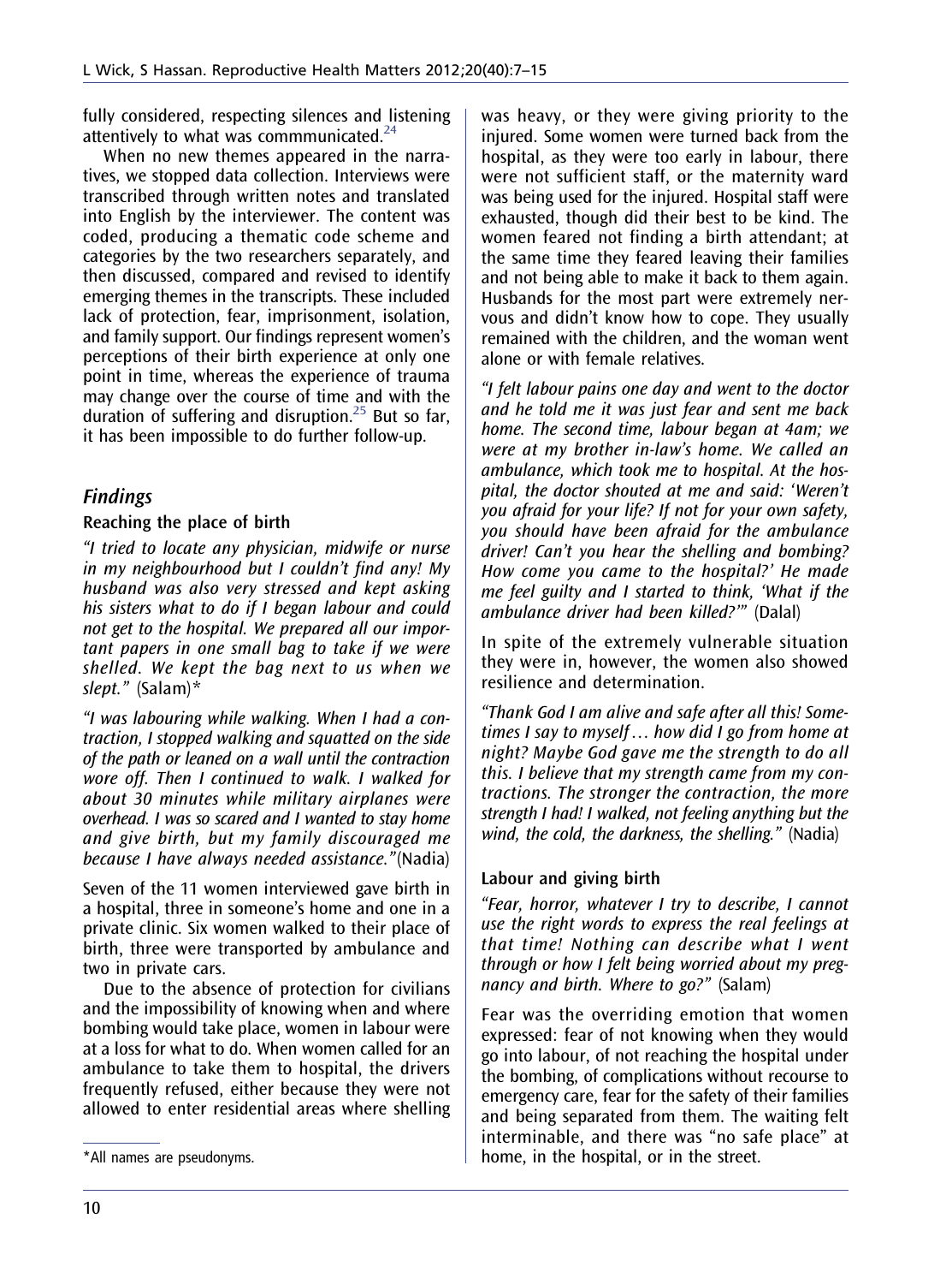fully considered, respecting silences and listening attentively to what was commmunicated.[24]

When no new themes appeared in the narratives, we stopped data collection. Interviews were transcribed through written notes and translated into English by the interviewer. The content was coded, producing a thematic code scheme and categories by the two researchers separately, and then discussed, compared and revised to identify emerging themes in the transcripts. These included lack of protection, fear, imprisonment, isolation, and family support. Our findings represent women's perceptions of their birth experience at only one point in time, whereas the experience of trauma may change over the course of time and with the duration of suffering and disruption.[25] But so far, it has been impossible to do further follow-up.

## Findings

### Reaching the place of birth

*"I tried to locate any physician, midwife or nurse in my neighbourhood but I couldn't find any! My husband was also very stressed and kept asking his sisters what to do if I began labour and could not get to the hospital. We prepared all our important papers in one small bag to take if we were shelled. We kept the bag next to us when we slept."* (Salam)*

*"I was labouring while walking. When I had a contraction, I stopped walking and squatted on the side of the path or leaned on a wall until the contraction wore off. Then I continued to walk. I walked for about 30 minutes while military airplanes were overhead. I was so scared and I wanted to stay home and give birth, but my family discouraged me because I have always needed assistance."*(Nadia)

Seven of the 11 women interviewed gave birth in a hospital, three in someone's home and one in a private clinic. Six women walked to their place of birth, three were transported by ambulance and two in private cars.

Due to the absence of protection for civilians and the impossibility of knowing when and where bombing would take place, women in labour were at a loss for what to do. When women called for an ambulance to take them to hospital, the drivers frequently refused, either because they were not allowed to enter residential areas where shelling was heavy, or they were giving priority to the injured. Some women were turned back from the hospital, as they were too early in labour, there were not sufficient staff, or the maternity ward was being used for the injured. Hospital staff were exhausted, though did their best to be kind. The women feared not finding a birth attendant; at the same time they feared leaving their families and not being able to make it back to them again. Husbands for the most part were extremely nervous and didn't know how to cope. They usually remained with the children, and the woman went alone or with female relatives.

*"I felt labour pains one day and went to the doctor and he told me it was just fear and sent me back home. The second time, labour began at 4am; we were at my brother in-law's home. We called an ambulance, which took me to hospital. At the hospital, the doctor shouted at me and said: 'Weren't you afraid for your life? If not for your own safety, you should have been afraid for the ambulance driver! Can't you hear the shelling and bombing? How come you came to the hospital?' He made me feel guilty and I started to think, 'What if the ambulance driver had been killed?'"* (Dalal)

In spite of the extremely vulnerable situation they were in, however, the women also showed resilience and determination.

*"Thank God I am alive and safe after all this! Sometimes I say to myself … how did I go from home at night? Maybe God gave me the strength to do all this. I believe that my strength came from my contractions. The stronger the contraction, the more strength I had! I walked, not feeling anything but the wind, the cold, the darkness, the shelling."* (Nadia)

### Labour and giving birth

*"Fear, horror, whatever I try to describe, I cannot use the right words to express the real feelings at that time! Nothing can describe what I went through or how I felt being worried about my pregnancy and birth. Where to go?"* (Salam)

Fear was the overriding emotion that women expressed: fear of not knowing when they would go into labour, of not reaching the hospital under the bombing, of complications without recourse to emergency care, fear for the safety of their families and being separated from them. The waiting felt interminable, and there was "no safe place" at home, in the hospital, or in the street.

*All names are pseudonyms.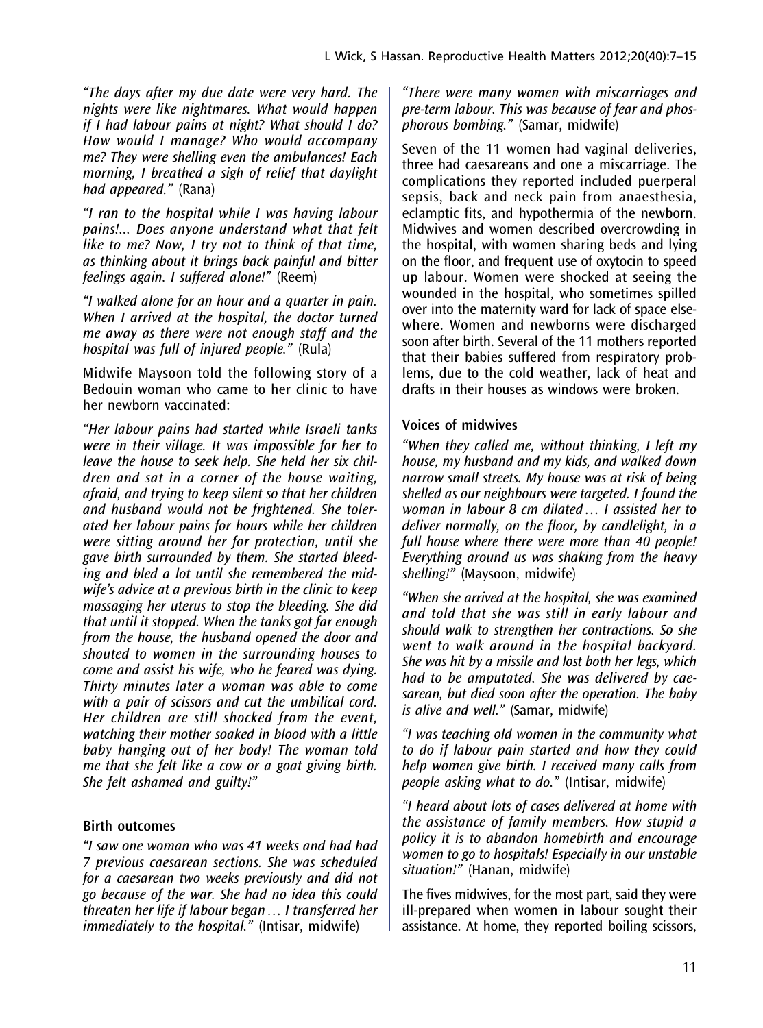*"The days after my due date were very hard. The nights were like nightmares. What would happen if I had labour pains at night? What should I do? How would I manage? Who would accompany me? They were shelling even the ambulances! Each morning, I breathed a sigh of relief that daylight had appeared."* (Rana)

*"I ran to the hospital while I was having labour pains!... Does anyone understand what that felt like to me? Now, I try not to think of that time, as thinking about it brings back painful and bitter feelings again. I suffered alone!"* (Reem)

*"I walked alone for an hour and a quarter in pain. When I arrived at the hospital, the doctor turned me away as there were not enough staff and the hospital was full of injured people."* (Rula)

Midwife Maysoon told the following story of a Bedouin woman who came to her clinic to have her newborn vaccinated:

*"Her labour pains had started while Israeli tanks were in their village. It was impossible for her to leave the house to seek help. She held her six children and sat in a corner of the house waiting, afraid, and trying to keep silent so that her children and husband would not be frightened. She tolerated her labour pains for hours while her children were sitting around her for protection, until she gave birth surrounded by them. She started bleeding and bled a lot until she remembered the midwife's advice at a previous birth in the clinic to keep massaging her uterus to stop the bleeding. She did that until it stopped. When the tanks got far enough from the house, the husband opened the door and shouted to women in the surrounding houses to come and assist his wife, who he feared was dying. Thirty minutes later a woman was able to come with a pair of scissors and cut the umbilical cord. Her children are still shocked from the event, watching their mother soaked in blood with a little baby hanging out of her body! The woman told me that she felt like a cow or a goat giving birth. She felt ashamed and guilty!"*

### Birth outcomes

*"I saw one woman who was 41 weeks and had had 7 previous caesarean sections. She was scheduled for a caesarean two weeks previously and did not go because of the war. She had no idea this could threaten her life if labour began … I transferred her immediately to the hospital."* (Intisar, midwife)

*"There were many women with miscarriages and pre-term labour. This was because of fear and phosphorous bombing."* (Samar, midwife)

Seven of the 11 women had vaginal deliveries, three had caesareans and one a miscarriage. The complications they reported included puerperal sepsis, back and neck pain from anaesthesia, eclamptic fits, and hypothermia of the newborn. Midwives and women described overcrowding in the hospital, with women sharing beds and lying on the floor, and frequent use of oxytocin to speed up labour. Women were shocked at seeing the wounded in the hospital, who sometimes spilled over into the maternity ward for lack of space elsewhere. Women and newborns were discharged soon after birth. Several of the 11 mothers reported that their babies suffered from respiratory problems, due to the cold weather, lack of heat and drafts in their houses as windows were broken.

### Voices of midwives

*"When they called me, without thinking, I left my house, my husband and my kids, and walked down narrow small streets. My house was at risk of being shelled as our neighbours were targeted. I found the woman in labour 8 cm dilated … I assisted her to deliver normally, on the floor, by candlelight, in a full house where there were more than 40 people! Everything around us was shaking from the heavy shelling!"* (Maysoon, midwife)

*"When she arrived at the hospital, she was examined and told that she was still in early labour and should walk to strengthen her contractions. So she went to walk around in the hospital backyard. She was hit by a missile and lost both her legs, which had to be amputated. She was delivered by caesarean, but died soon after the operation. The baby is alive and well."* (Samar, midwife)

*"I was teaching old women in the community what to do if labour pain started and how they could help women give birth. I received many calls from people asking what to do."* (Intisar, midwife)

*"I heard about lots of cases delivered at home with the assistance of family members. How stupid a policy it is to abandon homebirth and encourage women to go to hospitals! Especially in our unstable situation!"* (Hanan, midwife)

The fives midwives, for the most part, said they were ill-prepared when women in labour sought their assistance. At home, they reported boiling scissors,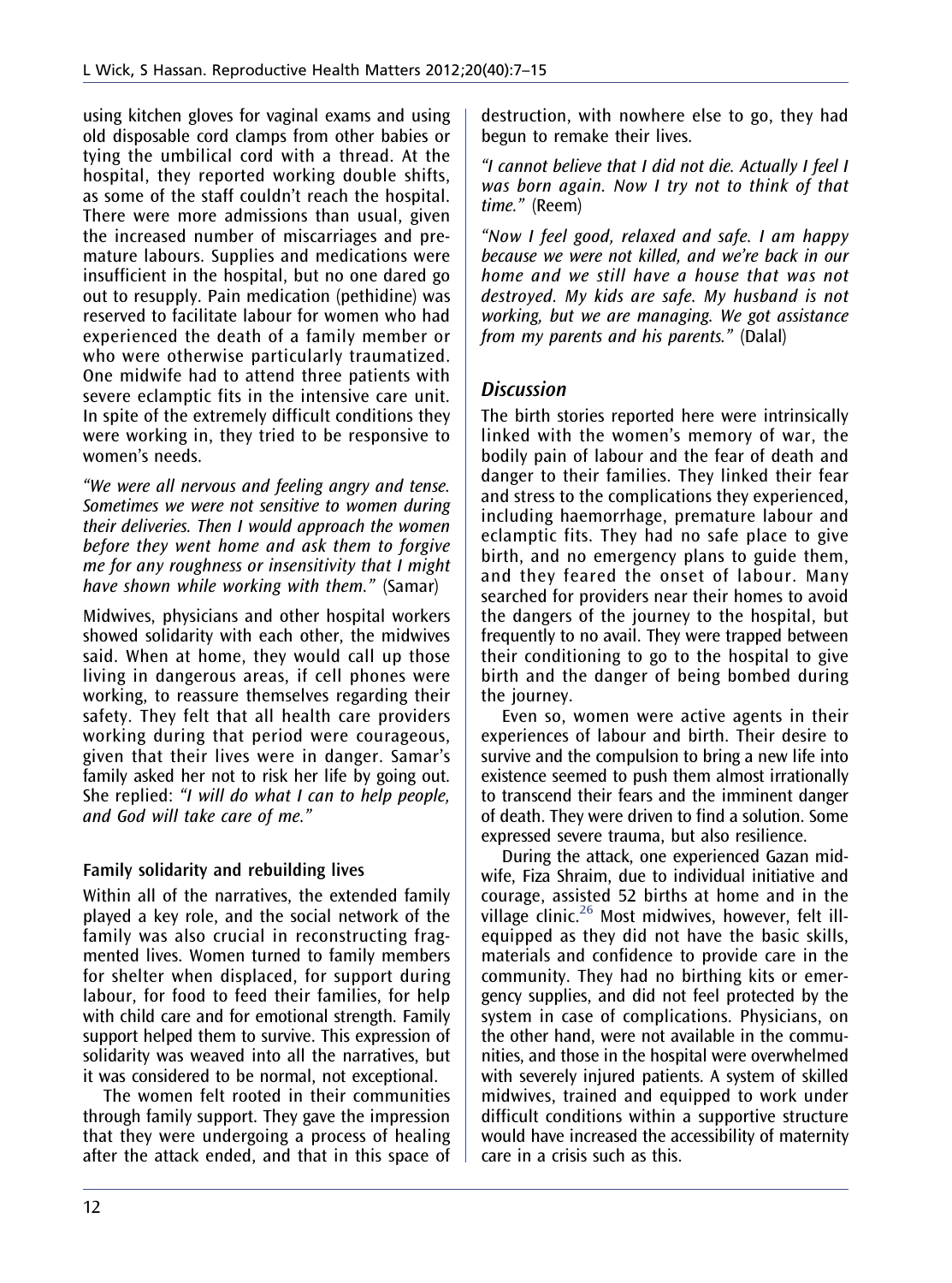using kitchen gloves for vaginal exams and using old disposable cord clamps from other babies or tying the umbilical cord with a thread. At the hospital, they reported working double shifts, as some of the staff couldn't reach the hospital. There were more admissions than usual, given the increased number of miscarriages and premature labours. Supplies and medications were insufficient in the hospital, but no one dared go out to resupply. Pain medication (pethidine) was reserved to facilitate labour for women who had experienced the death of a family member or who were otherwise particularly traumatized. One midwife had to attend three patients with severe eclamptic fits in the intensive care unit. In spite of the extremely difficult conditions they were working in, they tried to be responsive to women's needs.

*"We were all nervous and feeling angry and tense. Sometimes we were not sensitive to women during their deliveries. Then I would approach the women before they went home and ask them to forgive me for any roughness or insensitivity that I might have shown while working with them."* (Samar)

Midwives, physicians and other hospital workers showed solidarity with each other, the midwives said. When at home, they would call up those living in dangerous areas, if cell phones were working, to reassure themselves regarding their safety. They felt that all health care providers working during that period were courageous, given that their lives were in danger. Samar's family asked her not to risk her life by going out. She replied: *"I will do what I can to help people, and God will take care of me."*

### Family solidarity and rebuilding lives

Within all of the narratives, the extended family played a key role, and the social network of the family was also crucial in reconstructing fragmented lives. Women turned to family members for shelter when displaced, for support during labour, for food to feed their families, for help with child care and for emotional strength. Family support helped them to survive. This expression of solidarity was weaved into all the narratives, but it was considered to be normal, not exceptional.

The women felt rooted in their communities through family support. They gave the impression that they were undergoing a process of healing after the attack ended, and that in this space of destruction, with nowhere else to go, they had begun to remake their lives.

*"I cannot believe that I did not die. Actually I feel I was born again. Now I try not to think of that time."* (Reem)

*"Now I feel good, relaxed and safe. I am happy because we were not killed, and we're back in our home and we still have a house that was not destroyed. My kids are safe. My husband is not working, but we are managing. We got assistance from my parents and his parents."* (Dalal)

## Discussion

The birth stories reported here were intrinsically linked with the women's memory of war, the bodily pain of labour and the fear of death and danger to their families. They linked their fear and stress to the complications they experienced, including haemorrhage, premature labour and eclamptic fits. They had no safe place to give birth, and no emergency plans to guide them, and they feared the onset of labour. Many searched for providers near their homes to avoid the dangers of the journey to the hospital, but frequently to no avail. They were trapped between their conditioning to go to the hospital to give birth and the danger of being bombed during the journey.

Even so, women were active agents in their experiences of labour and birth. Their desire to survive and the compulsion to bring a new life into existence seemed to push them almost irrationally to transcend their fears and the imminent danger of death. They were driven to find a solution. Some expressed severe trauma, but also resilience.

During the attack, one experienced Gazan midwife, Fiza Shraim, due to individual initiative and courage, assisted 52 births at home and in the village clinic.[26] Most midwives, however, felt ill-equipped as they did not have the basic skills, materials and confidence to provide care in the community. They had no birthing kits or emergency supplies, and did not feel protected by the system in case of complications. Physicians, on the other hand, were not available in the communities, and those in the hospital were overwhelmed with severely injured patients. A system of skilled midwives, trained and equipped to work under difficult conditions within a supportive structure would have increased the accessibility of maternity care in a crisis such as this.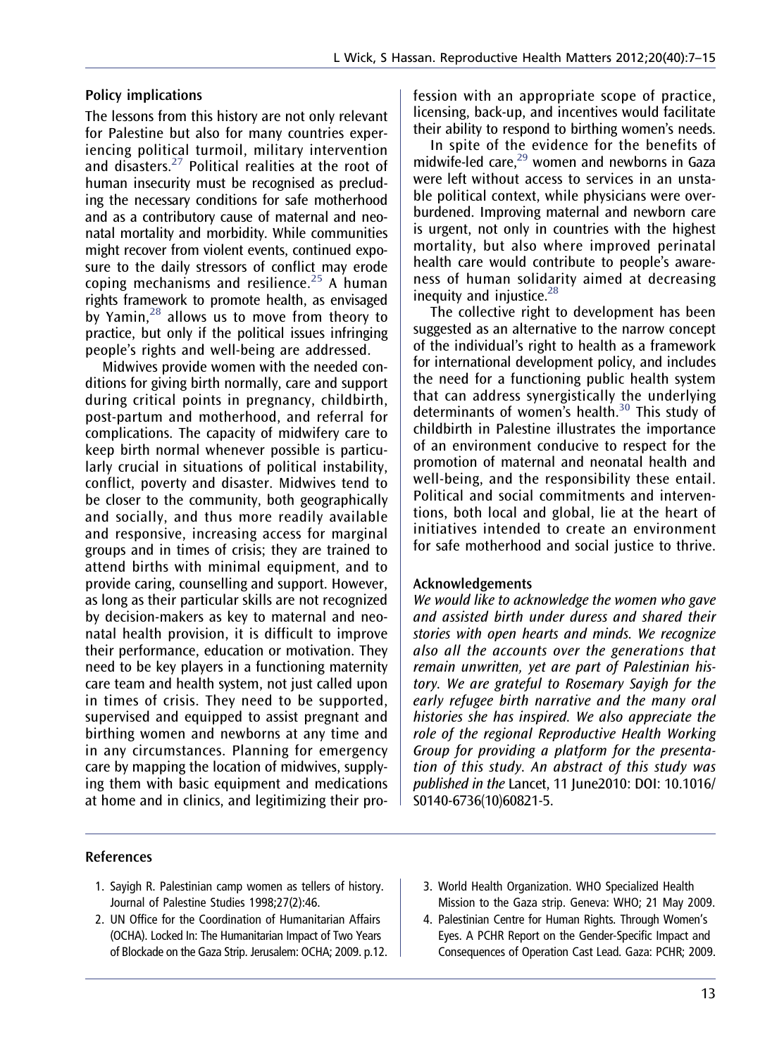### Policy implications

The lessons from this history are not only relevant for Palestine but also for many countries experiencing political turmoil, military intervention and disasters.[27] Political realities at the root of human insecurity must be recognised as precluding the necessary conditions for safe motherhood and as a contributory cause of maternal and neonatal mortality and morbidity. While communities might recover from violent events, continued exposure to the daily stressors of conflict may erode coping mechanisms and resilience.[25] A human rights framework to promote health, as envisaged by Yamin,[28] allows us to move from theory to practice, but only if the political issues infringing people's rights and well-being are addressed.

Midwives provide women with the needed conditions for giving birth normally, care and support during critical points in pregnancy, childbirth, post-partum and motherhood, and referral for complications. The capacity of midwifery care to keep birth normal whenever possible is particularly crucial in situations of political instability, conflict, poverty and disaster. Midwives tend to be closer to the community, both geographically and socially, and thus more readily available and responsive, increasing access for marginal groups and in times of crisis; they are trained to attend births with minimal equipment, and to provide caring, counselling and support. However, as long as their particular skills are not recognized by decision-makers as key to maternal and neonatal health provision, it is difficult to improve their performance, education or motivation. They need to be key players in a functioning maternity care team and health system, not just called upon in times of crisis. They need to be supported, supervised and equipped to assist pregnant and birthing women and newborns at any time and in any circumstances. Planning for emergency care by mapping the location of midwives, supplying them with basic equipment and medications at home and in clinics, and legitimizing their profession with an appropriate scope of practice, licensing, back-up, and incentives would facilitate their ability to respond to birthing women's needs.

In spite of the evidence for the benefits of midwife-led care,[29] women and newborns in Gaza were left without access to services in an unstable political context, while physicians were overburdened. Improving maternal and newborn care is urgent, not only in countries with the highest mortality, but also where improved perinatal health care would contribute to people's awareness of human solidarity aimed at decreasing inequity and injustice.[28]

The collective right to development has been suggested as an alternative to the narrow concept of the individual's right to health as a framework for international development policy, and includes the need for a functioning public health system that can address synergistically the underlying determinants of women's health.[30] This study of childbirth in Palestine illustrates the importance of an environment conducive to respect for the promotion of maternal and neonatal health and well-being, and the responsibility these entail. Political and social commitments and interventions, both local and global, lie at the heart of initiatives intended to create an environment for safe motherhood and social justice to thrive.

### Acknowledgements

*We would like to acknowledge the women who gave and assisted birth under duress and shared their stories with open hearts and minds. We recognize also all the accounts over the generations that remain unwritten, yet are part of Palestinian history. We are grateful to Rosemary Sayigh for the early refugee birth narrative and the many oral histories she has inspired. We also appreciate the role of the regional Reproductive Health Working Group for providing a platform for the presentation of this study. An abstract of this study was published in the* Lancet, 11 June2010: DOI: 10.1016/S0140-6736(10)60821-5.

### References

1. Sayigh R. Palestinian camp women as tellers of history. Journal of Palestine Studies 1998;27(2):46.
2. UN Office for the Coordination of Humanitarian Affairs (OCHA). Locked In: The Humanitarian Impact of Two Years of Blockade on the Gaza Strip. Jerusalem: OCHA; 2009. p.12.
3. World Health Organization. WHO Specialized Health Mission to the Gaza strip. Geneva: WHO; 21 May 2009.
4. Palestinian Centre for Human Rights. Through Women's Eyes. A PCHR Report on the Gender-Specific Impact and Consequences of Operation Cast Lead. Gaza: PCHR; 2009.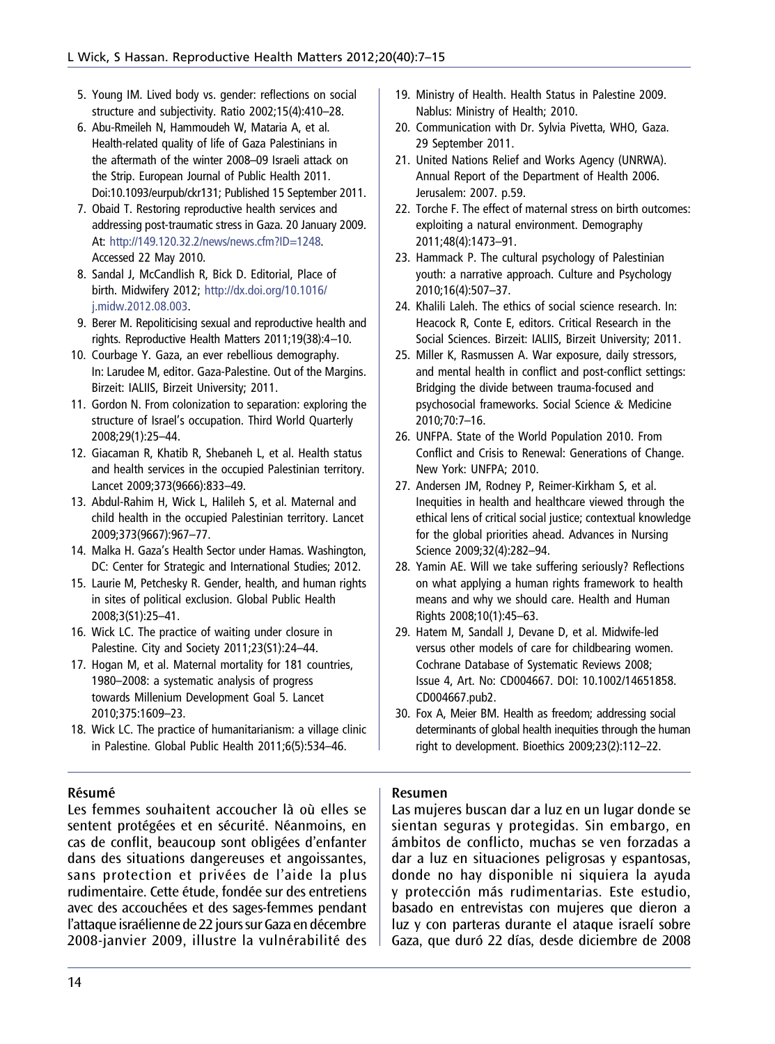5. Young IM. Lived body vs. gender: reflections on social structure and subjectivity. Ratio 2002;15(4):410–28.
6. Abu-Rmeileh N, Hammoudeh W, Mataria A, et al. Health-related quality of life of Gaza Palestinians in the aftermath of the winter 2008–09 Israeli attack on the Strip. European Journal of Public Health 2011. Doi:10.1093/eurpub/ckr131; Published 15 September 2011.
7. Obaid T. Restoring reproductive health services and addressing post-traumatic stress in Gaza. 20 January 2009. At: http://149.120.32.2/news/news.cfm?ID=1248. Accessed 22 May 2010.
8. Sandal J, McCandlish R, Bick D. Editorial, Place of birth. Midwifery 2012; http://dx.doi.org/10.1016/j.midw.2012.08.003.
9. Berer M. Repoliticising sexual and reproductive health and rights. Reproductive Health Matters 2011;19(38):4–10.
10. Courbage Y. Gaza, an ever rebellious demography. In: Larudee M, editor. Gaza-Palestine. Out of the Margins. Birzeit: IALIIS, Birzeit University; 2011.
11. Gordon N. From colonization to separation: exploring the structure of Israel's occupation. Third World Quarterly 2008;29(1):25–44.
12. Giacaman R, Khatib R, Shebaneh L, et al. Health status and health services in the occupied Palestinian territory. Lancet 2009;373(9666):833–49.
13. Abdul-Rahim H, Wick L, Halileh S, et al. Maternal and child health in the occupied Palestinian territory. Lancet 2009;373(9667):967–77.
14. Malka H. Gaza's Health Sector under Hamas. Washington, DC: Center for Strategic and International Studies; 2012.
15. Laurie M, Petchesky R. Gender, health, and human rights in sites of political exclusion. Global Public Health 2008;3(S1):25–41.
16. Wick LC. The practice of waiting under closure in Palestine. City and Society 2011;23(S1):24–44.
17. Hogan M, et al. Maternal mortality for 181 countries, 1980–2008: a systematic analysis of progress towards Millenium Development Goal 5. Lancet 2010;375:1609–23.
18. Wick LC. The practice of humanitarianism: a village clinic in Palestine. Global Public Health 2011;6(5):534–46.
19. Ministry of Health. Health Status in Palestine 2009. Nablus: Ministry of Health; 2010.
20. Communication with Dr. Sylvia Pivetta, WHO, Gaza. 29 September 2011.
21. United Nations Relief and Works Agency (UNRWA). Annual Report of the Department of Health 2006. Jerusalem: 2007. p.59.
22. Torche F. The effect of maternal stress on birth outcomes: exploiting a natural environment. Demography 2011;48(4):1473–91.
23. Hammack P. The cultural psychology of Palestinian youth: a narrative approach. Culture and Psychology 2010;16(4):507–37.
24. Khalili Laleh. The ethics of social science research. In: Heacock R, Conte E, editors. Critical Research in the Social Sciences. Birzeit: IALIIS, Birzeit University; 2011.
25. Miller K, Rasmussen A. War exposure, daily stressors, and mental health in conflict and post-conflict settings: Bridging the divide between trauma-focused and psychosocial frameworks. Social Science & Medicine 2010;70:7–16.
26. UNFPA. State of the World Population 2010. From Conflict and Crisis to Renewal: Generations of Change. New York: UNFPA; 2010.
27. Andersen JM, Rodney P, Reimer-Kirkham S, et al. Inequities in health and healthcare viewed through the ethical lens of critical social justice; contextual knowledge for the global priorities ahead. Advances in Nursing Science 2009;32(4):282–94.
28. Yamin AE. Will we take suffering seriously? Reflections on what applying a human rights framework to health means and why we should care. Health and Human Rights 2008;10(1):45–63.
29. Hatem M, Sandall J, Devane D, et al. Midwife-led versus other models of care for childbearing women. Cochrane Database of Systematic Reviews 2008; Issue 4, Art. No: CD004667. DOI: 10.1002/14651858.CD004667.pub2.
30. Fox A, Meier BM. Health as freedom; addressing social determinants of global health inequities through the human right to development. Bioethics 2009;23(2):112–22.

**Résumé**

Les femmes souhaitent accoucher là où elles se sentent protégées et en sécurité. Néanmoins, en cas de conflit, beaucoup sont obligées d'enfanter dans des situations dangereuses et angoissantes, sans protection et privées de l'aide la plus rudimentaire. Cette étude, fondée sur des entretiens avec des accouchées et des sages-femmes pendant l'attaque israélienne de 22 jours sur Gaza en décembre 2008-janvier 2009, illustre la vulnérabilité des

**Resumen**

Las mujeres buscan dar a luz en un lugar donde se sientan seguras y protegidas. Sin embargo, en ámbitos de conflicto, muchas se ven forzadas a dar a luz en situaciones peligrosas y espantosas, donde no hay disponible ni siquiera la ayuda y protección más rudimentarias. Este estudio, basado en entrevistas con mujeres que dieron a luz y con parteras durante el ataque israelí sobre Gaza, que duró 22 días, desde diciembre de 2008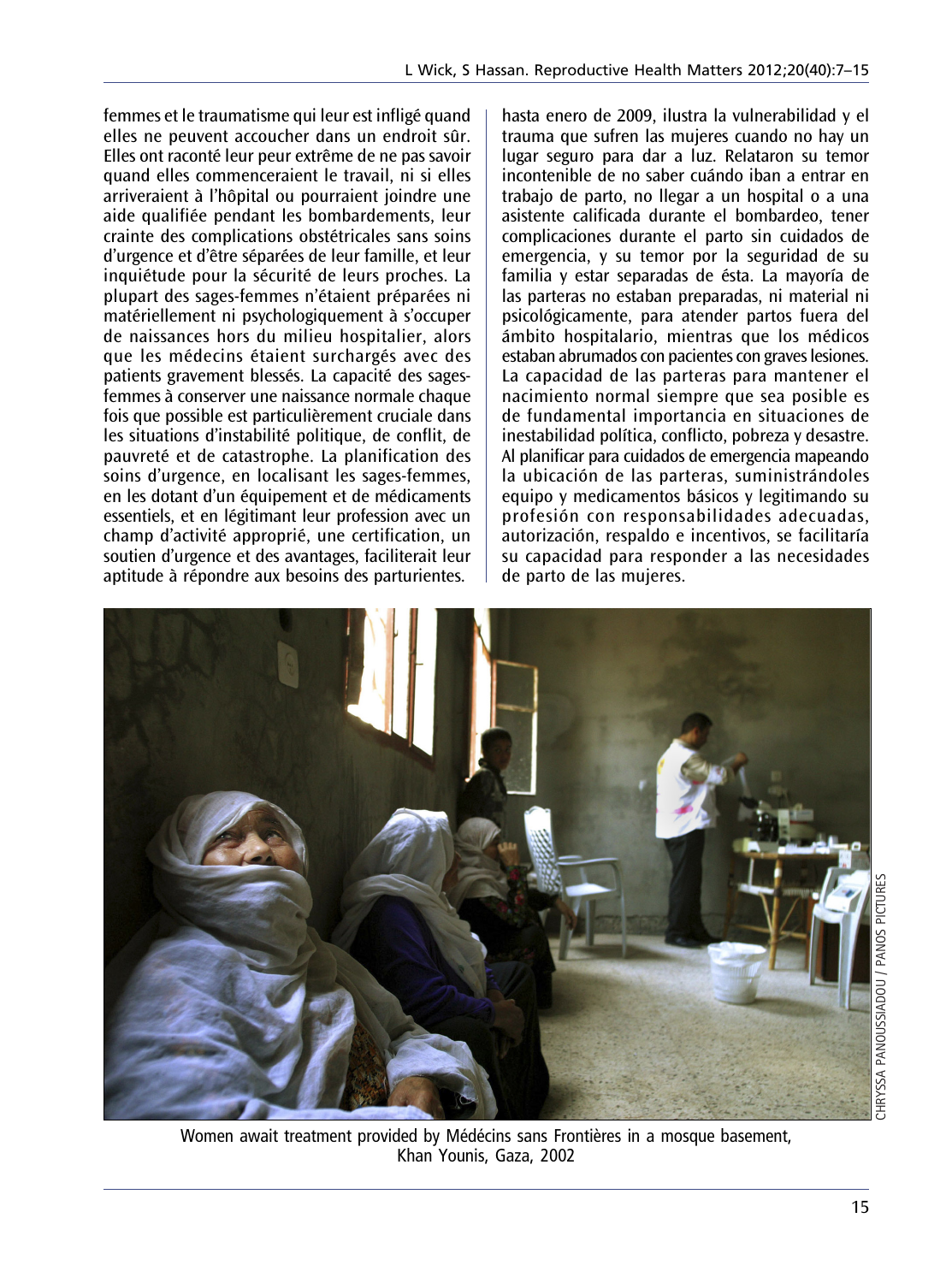femmes et le traumatisme qui leur est infligé quand elles ne peuvent accoucher dans un endroit sûr. Elles ont raconté leur peur extrême de ne pas savoir quand elles commenceraient le travail, ni si elles arriveraient à l'hôpital ou pourraient joindre une aide qualifiée pendant les bombardements, leur crainte des complications obstétricales sans soins d'urgence et d'être séparées de leur famille, et leur inquiétude pour la sécurité de leurs proches. La plupart des sages-femmes n'étaient préparées ni matériellement ni psychologiquement à s'occuper de naissances hors du milieu hospitalier, alors que les médecins étaient surchargés avec des patients gravement blessés. La capacité des sages-femmes à conserver une naissance normale chaque fois que possible est particulièrement cruciale dans les situations d'instabilité politique, de conflit, de pauvreté et de catastrophe. La planification des soins d'urgence, en localisant les sages-femmes, en les dotant d'un équipement et de médicaments essentiels, et en légitimant leur profession avec un champ d'activité approprié, une certification, un soutien d'urgence et des avantages, faciliterait leur aptitude à répondre aux besoins des parturientes.

hasta enero de 2009, ilustra la vulnerabilidad y el trauma que sufren las mujeres cuando no hay un lugar seguro para dar a luz. Relataron su temor incontenible de no saber cuándo iban a entrar en trabajo de parto, no llegar a un hospital o a una asistente calificada durante el bombardeo, tener complicaciones durante el parto sin cuidados de emergencia, y su temor por la seguridad de su familia y estar separadas de ésta. La mayoría de las parteras no estaban preparadas, ni material ni psicológicamente, para atender partos fuera del ámbito hospitalario, mientras que los médicos estaban abrumados con pacientes con graves lesiones. La capacidad de las parteras para mantener el nacimiento normal siempre que sea posible es de fundamental importancia en situaciones de inestabilidad política, conflicto, pobreza y desastre. Al planificar para cuidados de emergencia mapeando la ubicación de las parteras, suministrándoles equipo y medicamentos básicos y legitimando su profesión con responsabilidades adecuadas, autorización, respaldo e incentivos, se facilitaría su capacidad para responder a las necesidades de parto de las mujeres.

CHRYSSA PANOUSSIADOU / PANOS PICTURES

Women await treatment provided by Médecins sans Frontières in a mosque basement, Khan Younis, Gaza, 2002